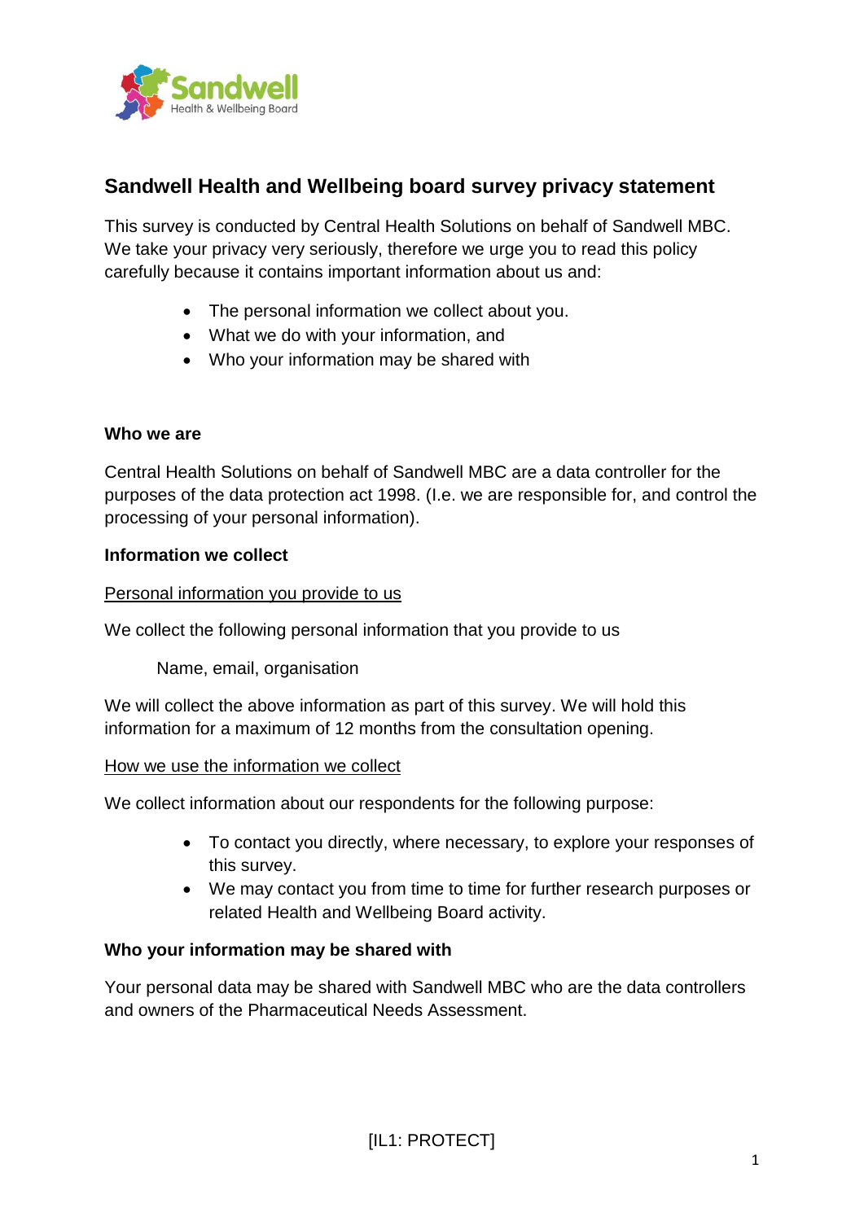# Sandwell Health and Wellbeing board survey privacy statement

This survey is conducted by Central Health Solutions on behalf of Sandwell MBC. We take your privacy very seriously, therefore we urge you to read this policy carefully because it contains important information about us and:

- The personal information we collect about you.
- What we do with your information, and
- Who your information may be shared with

**Who we are**

Central Health Solutions on behalf of Sandwell MBC are a data controller for the purposes of the data protection act 1998. (I.e. we are responsible for, and control the processing of your personal information).

**Information we collect**

Personal information you provide to us

We collect the following personal information that you provide to us

Name, email, organisation

We will collect the above information as part of this survey. We will hold this information for a maximum of 12 months from the consultation opening.

How we use the information we collect

We collect information about our respondents for the following purpose:

- To contact you directly, where necessary, to explore your responses of this survey.
- We may contact you from time to time for further research purposes or related Health and Wellbeing Board activity.

**Who your information may be shared with**

Your personal data may be shared with Sandwell MBC who are the data controllers and owners of the Pharmaceutical Needs Assessment.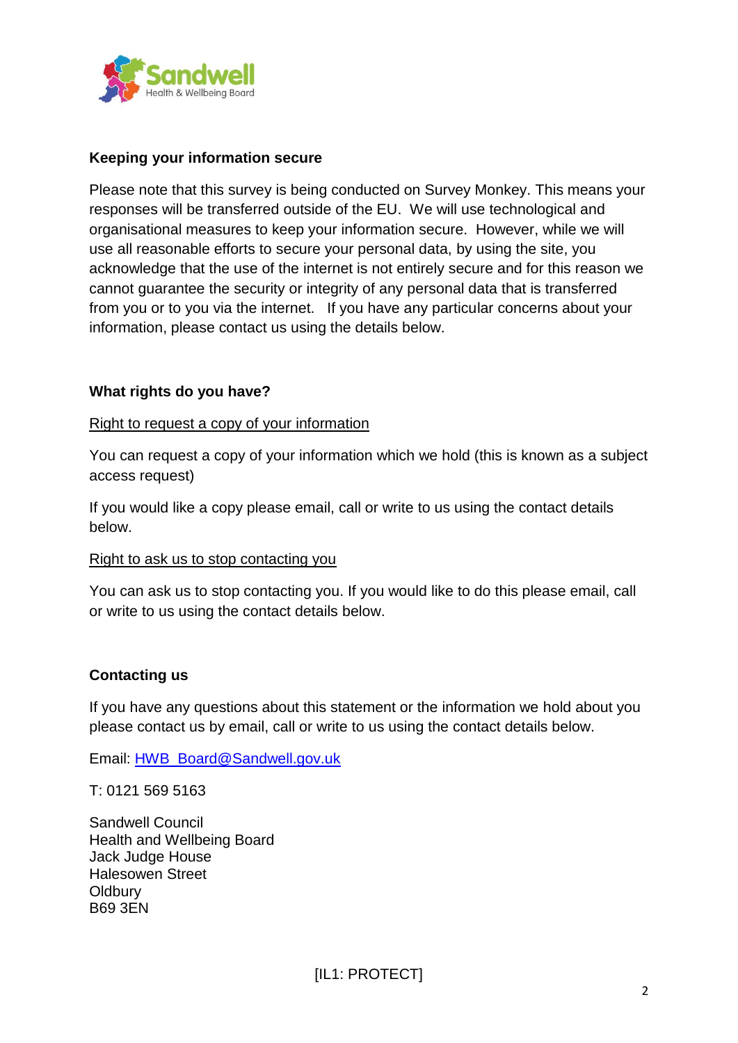## Keeping your information secure

Please note that this survey is being conducted on Survey Monkey. This means your responses will be transferred outside of the EU. We will use technological and organisational measures to keep your information secure. However, while we will use all reasonable efforts to secure your personal data, by using the site, you acknowledge that the use of the internet is not entirely secure and for this reason we cannot guarantee the security or integrity of any personal data that is transferred from you or to you via the internet. If you have any particular concerns about your information, please contact us using the details below.

## What rights do you have?

Right to request a copy of your information

You can request a copy of your information which we hold (this is known as a subject access request)

If you would like a copy please email, call or write to us using the contact details below.

Right to ask us to stop contacting you

You can ask us to stop contacting you. If you would like to do this please email, call or write to us using the contact details below.

## Contacting us

If you have any questions about this statement or the information we hold about you please contact us by email, call or write to us using the contact details below.

Email: HWB_Board@Sandwell.gov.uk

T: 0121 569 5163

Sandwell Council
Health and Wellbeing Board
Jack Judge House
Halesowen Street
Oldbury
B69 3EN

[IL1: PROTECT]